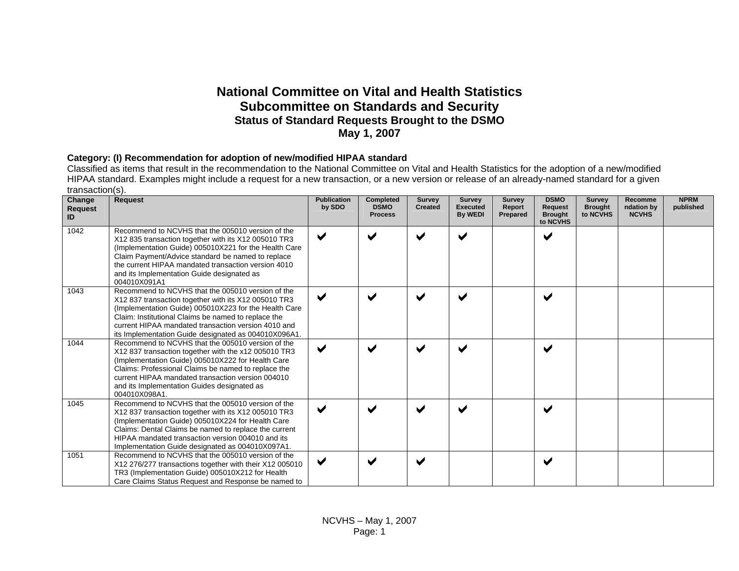# National Committee on Vital and Health Statistics

## Subcommittee on Standards and Security

### Status of Standard Requests Brought to the DSMO

### May 1, 2007

**Category: (I) Recommendation for adoption of new/modified HIPAA standard**

Classified as items that result in the recommendation to the National Committee on Vital and Health Statistics for the adoption of a new/modified HIPAA standard. Examples might include a request for a new transaction, or a new version or release of an already-named standard for a given transaction(s).

| Change Request ID | Request | Publication by SDO | Completed DSMO Process | Survey Created | Survey Executed By WEDI | Survey Report Prepared | DSMO Request Brought to NCVHS | Survey Brought to NCVHS | Recommendation by NCVHS | NPRM published |
|---|---|---|---|---|---|---|---|---|---|---|
| 1042 | Recommend to NCVHS that the 005010 version of the X12 835 transaction together with its X12 005010 TR3 (Implementation Guide) 005010X221 for the Health Care Claim Payment/Advice standard be named to replace the current HIPAA mandated transaction version 4010 and its Implementation Guide designated as 004010X091A1 | ✔ | ✔ | ✔ | ✔ | | ✔ | | | |
| 1043 | Recommend to NCVHS that the 005010 version of the X12 837 transaction together with its X12 005010 TR3 (Implementation Guide) 005010X223 for the Health Care Claim: Institutional Claims be named to replace the current HIPAA mandated transaction version 4010 and its Implementation Guide designated as 004010X096A1. | ✔ | ✔ | ✔ | ✔ | | ✔ | | | |
| 1044 | Recommend to NCVHS that the 005010 version of the X12 837 transaction together with the x12 005010 TR3 (Implementation Guide) 005010X222 for Health Care Claims: Professional Claims be named to replace the current HIPAA mandated transaction version 004010 and its Implementation Guides designated as 004010X098A1. | ✔ | ✔ | ✔ | ✔ | | ✔ | | | |
| 1045 | Recommend to NCVHS that the 005010 version of the X12 837 transaction together with its X12 005010 TR3 (Implementation Guide) 005010X224 for Health Care Claims: Dental Claims be named to replace the current HIPAA mandated transaction version 004010 and its Implementation Guide designated as 004010X097A1. | ✔ | ✔ | ✔ | ✔ | | ✔ | | | |
| 1051 | Recommend to NCVHS that the 005010 version of the X12 276/277 transactions together with their X12 005010 TR3 (Implementation Guide) 005010X212 for Health Care Claims Status Request and Response be named to | ✔ | ✔ | ✔ | | | ✔ | | | |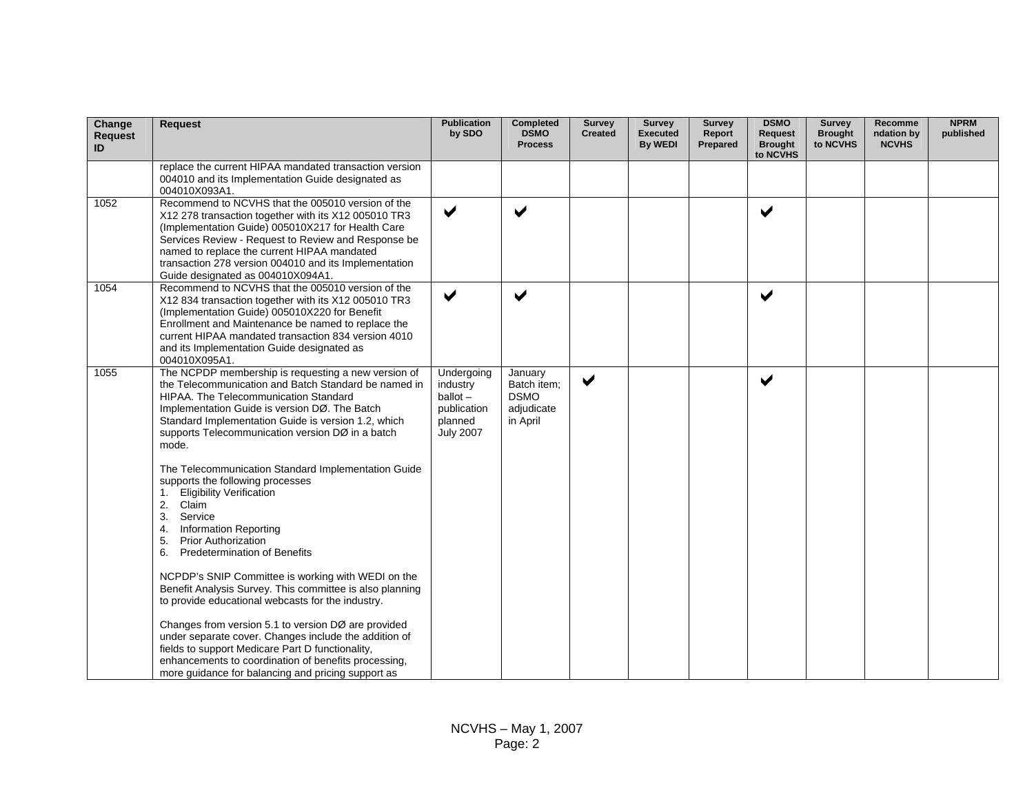| Change Request ID | Request | Publication by SDO | Completed DSMO Process | Survey Created | Survey Executed By WEDI | Survey Report Prepared | DSMO Request Brought to NCVHS | Survey Brought to NCVHS | Recommendation by NCVHS | NPRM published |
|---|---|---|---|---|---|---|---|---|---|---|
| | replace the current HIPAA mandated transaction version 004010 and its Implementation Guide designated as 004010X093A1. | | | | | | | | | |
| 1052 | Recommend to NCVHS that the 005010 version of the X12 278 transaction together with its X12 005010 TR3 (Implementation Guide) 005010X217 for Health Care Services Review - Request to Review and Response be named to replace the current HIPAA mandated transaction 278 version 004010 and its Implementation Guide designated as 004010X094A1. | ✔ | ✔ | | | | ✔ | | | |
| 1054 | Recommend to NCVHS that the 005010 version of the X12 834 transaction together with its X12 005010 TR3 (Implementation Guide) 005010X220 for Benefit Enrollment and Maintenance be named to replace the current HIPAA mandated transaction 834 version 4010 and its Implementation Guide designated as 004010X095A1. | ✔ | ✔ | | | | ✔ | | | |
| 1055 | The NCPDP membership is requesting a new version of the Telecommunication and Batch Standard be named in HIPAA. The Telecommunication Standard Implementation Guide is version DØ. The Batch Standard Implementation Guide is version 1.2, which supports Telecommunication version DØ in a batch mode.<br><br>The Telecommunication Standard Implementation Guide supports the following processes<br>1. Eligibility Verification<br>2. Claim<br>3. Service<br>4. Information Reporting<br>5. Prior Authorization<br>6. Predetermination of Benefits<br><br>NCPDP's SNIP Committee is working with WEDI on the Benefit Analysis Survey. This committee is also planning to provide educational webcasts for the industry.<br><br>Changes from version 5.1 to version DØ are provided under separate cover. Changes include the addition of fields to support Medicare Part D functionality, enhancements to coordination of benefits processing, more guidance for balancing and pricing support as | Undergoing industry ballot – publication planned July 2007 | January Batch item; DSMO adjudicate in April | ✔ | | | ✔ | | | |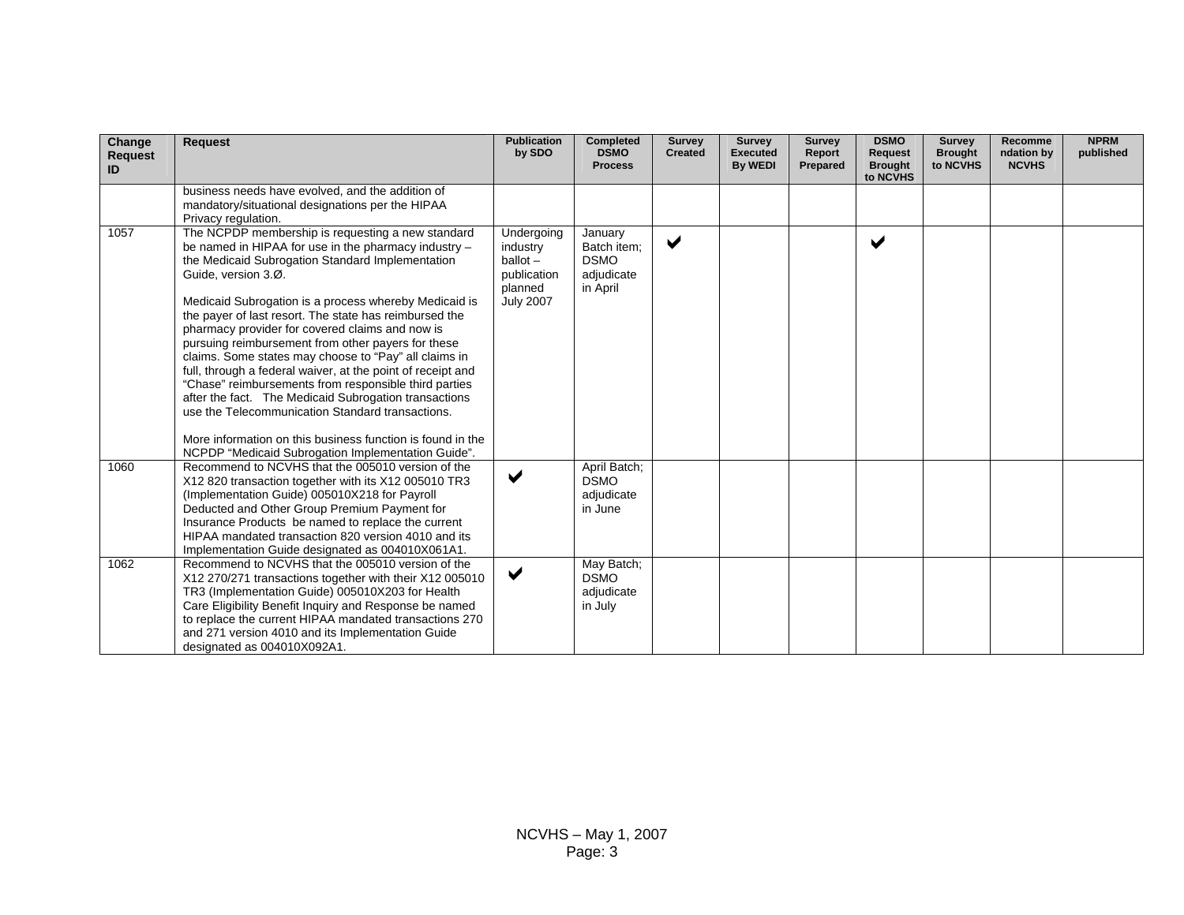| Change Request ID | Request | Publication by SDO | Completed DSMO Process | Survey Created | Survey Executed By WEDI | Survey Report Prepared | DSMO Request Brought to NCVHS | Survey Brought to NCVHS | Recommendation by NCVHS | NPRM published |
|---|---|---|---|---|---|---|---|---|---|---|
| | business needs have evolved, and the addition of mandatory/situational designations per the HIPAA Privacy regulation. | | | | | | | | | |
| 1057 | The NCPDP membership is requesting a new standard be named in HIPAA for use in the pharmacy industry – the Medicaid Subrogation Standard Implementation Guide, version 3.Ø.<br><br>Medicaid Subrogation is a process whereby Medicaid is the payer of last resort. The state has reimbursed the pharmacy provider for covered claims and now is pursuing reimbursement from other payers for these claims. Some states may choose to "Pay" all claims in full, through a federal waiver, at the point of receipt and "Chase" reimbursements from responsible third parties after the fact. The Medicaid Subrogation transactions use the Telecommunication Standard transactions.<br><br>More information on this business function is found in the NCPDP "Medicaid Subrogation Implementation Guide". | Undergoing industry ballot – publication planned July 2007 | January Batch item; DSMO adjudicate in April | ✔ | | | ✔ | | | |
| 1060 | Recommend to NCVHS that the 005010 version of the X12 820 transaction together with its X12 005010 TR3 (Implementation Guide) 005010X218 for Payroll Deducted and Other Group Premium Payment for Insurance Products be named to replace the current HIPAA mandated transaction 820 version 4010 and its Implementation Guide designated as 004010X061A1. | ✔ | April Batch; DSMO adjudicate in June | | | | | | | |
| 1062 | Recommend to NCVHS that the 005010 version of the X12 270/271 transactions together with their X12 005010 TR3 (Implementation Guide) 005010X203 for Health Care Eligibility Benefit Inquiry and Response be named to replace the current HIPAA mandated transactions 270 and 271 version 4010 and its Implementation Guide designated as 004010X092A1. | ✔ | May Batch; DSMO adjudicate in July | | | | | | | |

NCVHS – May 1, 2007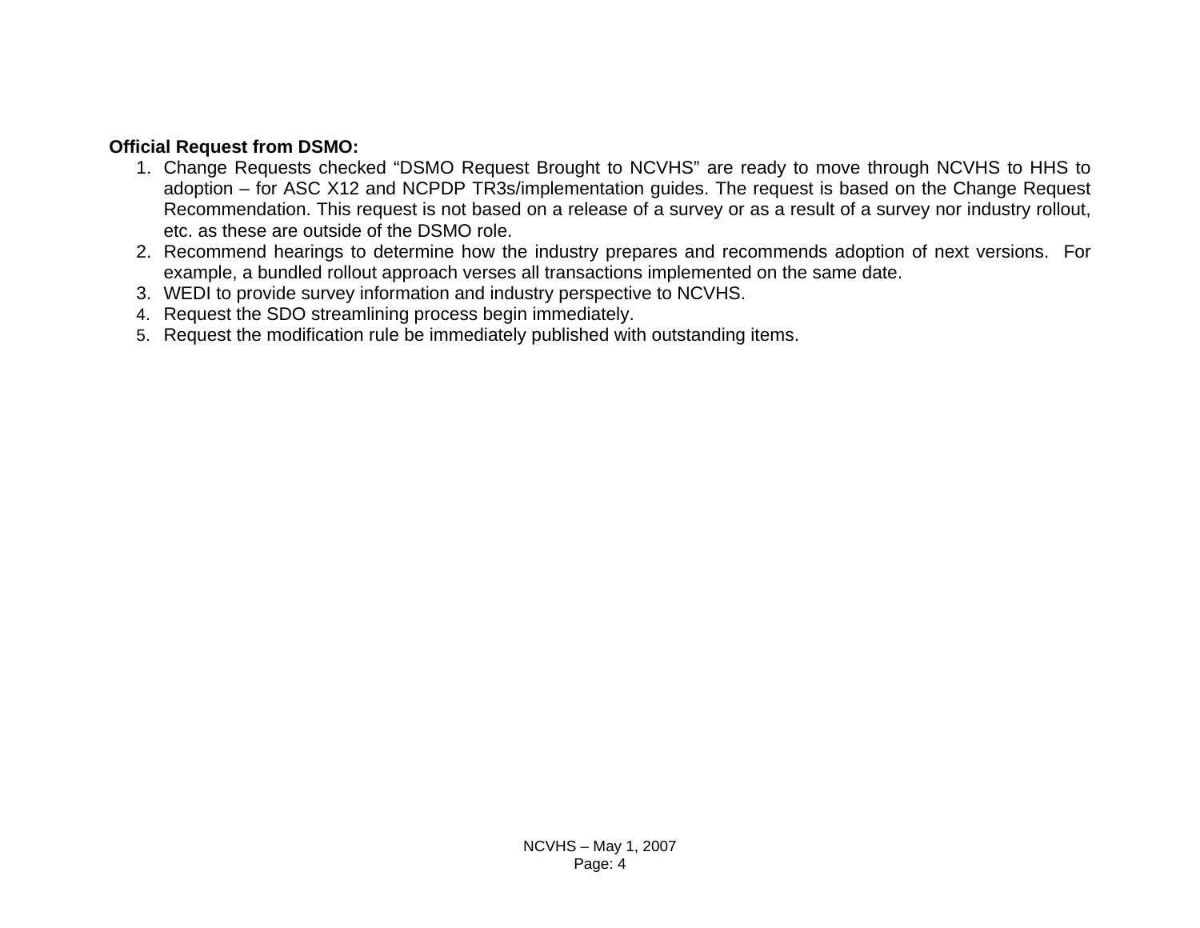**Official Request from DSMO:**

1. Change Requests checked “DSMO Request Brought to NCVHS” are ready to move through NCVHS to HHS to adoption – for ASC X12 and NCPDP TR3s/implementation guides. The request is based on the Change Request Recommendation. This request is not based on a release of a survey or as a result of a survey nor industry rollout, etc. as these are outside of the DSMO role.
2. Recommend hearings to determine how the industry prepares and recommends adoption of next versions. For example, a bundled rollout approach verses all transactions implemented on the same date.
3. WEDI to provide survey information and industry perspective to NCVHS.
4. Request the SDO streamlining process begin immediately.
5. Request the modification rule be immediately published with outstanding items.